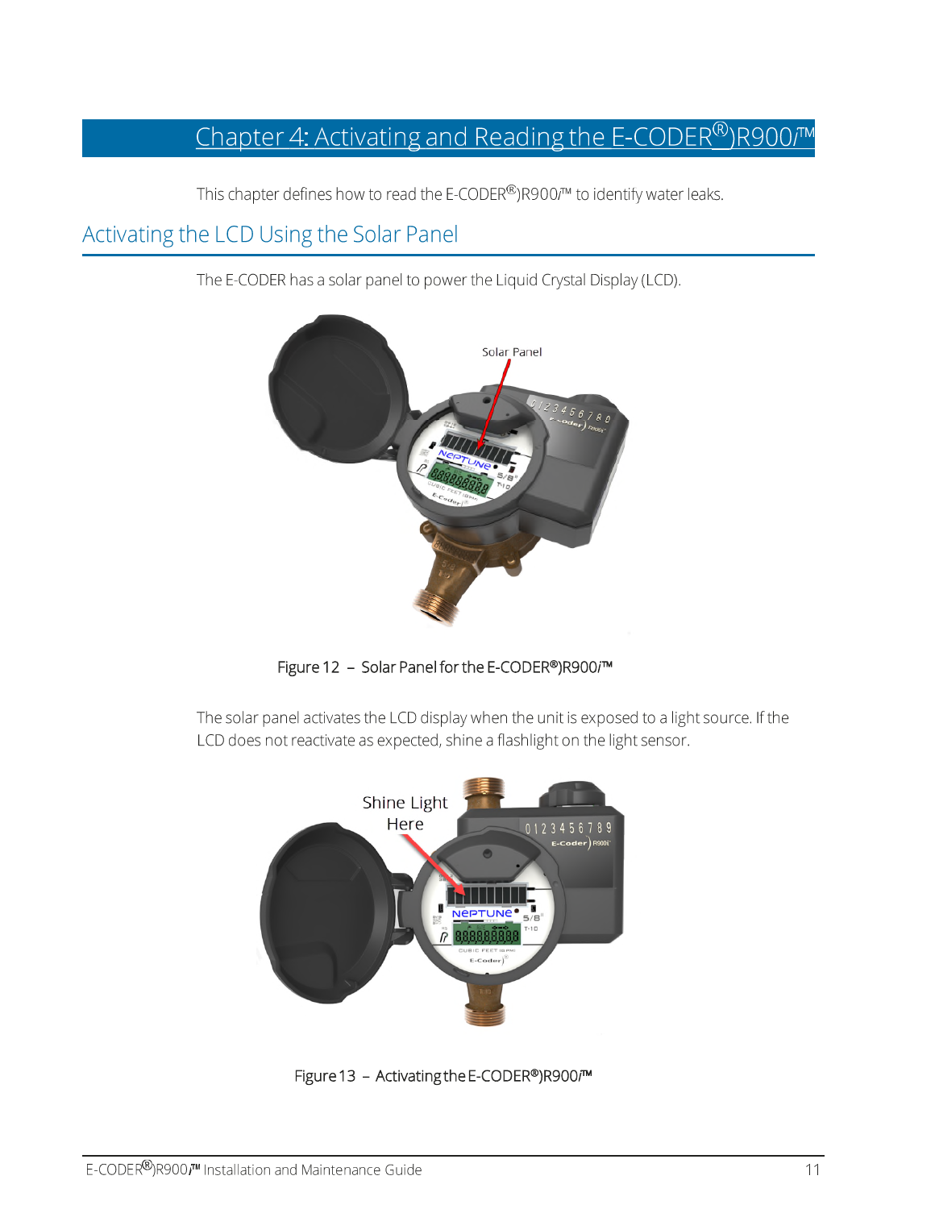# Chapter 4: Activating and Reading the E-CODER®)R900*i*™

This chapter defines how to read the E-CODER®)R900*i*™ to identify water leaks.

## Activating the LCD Using the Solar Panel

The E-CODER has a solar panel to power the Liquid Crystal Display (LCD).

Figure 12 – Solar Panel for the E-CODER®)R900*i*™

The solar panel activates the LCD display when the unit is exposed to a light source. If the LCD does not reactivate as expected, shine a flashlight on the light sensor.

Figure 13 – Activating the E-CODER®)R900*i*™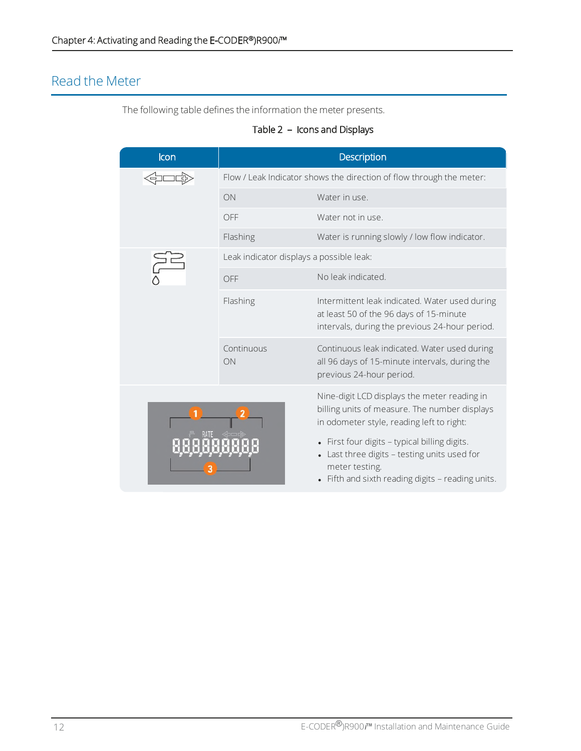## Read the Meter

The following table defines the information the meter presents.

Table 2 – Icons and Displays

| Icon | Description | |
|---|---|---|
| Flow / Leak Indicator icon | Flow / Leak Indicator shows the direction of flow through the meter: | |
| | ON | Water in use. |
| | OFF | Water not in use. |
| | Flashing | Water is running slowly / low flow indicator. |
| Leak indicator icon | Leak indicator displays a possible leak: | |
| | OFF | No leak indicated. |
| | Flashing | Intermittent leak indicated. Water used during at least 50 of the 96 days of 15-minute intervals, during the previous 24-hour period. |
| | Continuous ON | Continuous leak indicated. Water used during all 96 days of 15-minute intervals, during the previous 24-hour period. |
| Nine-digit LCD display (1, 2, 3) | | Nine-digit LCD displays the meter reading in billing units of measure. The number displays in odometer style, reading left to right:<br>• First four digits – typical billing digits.<br>• Last three digits – testing units used for meter testing.<br>• Fifth and sixth reading digits – reading units. |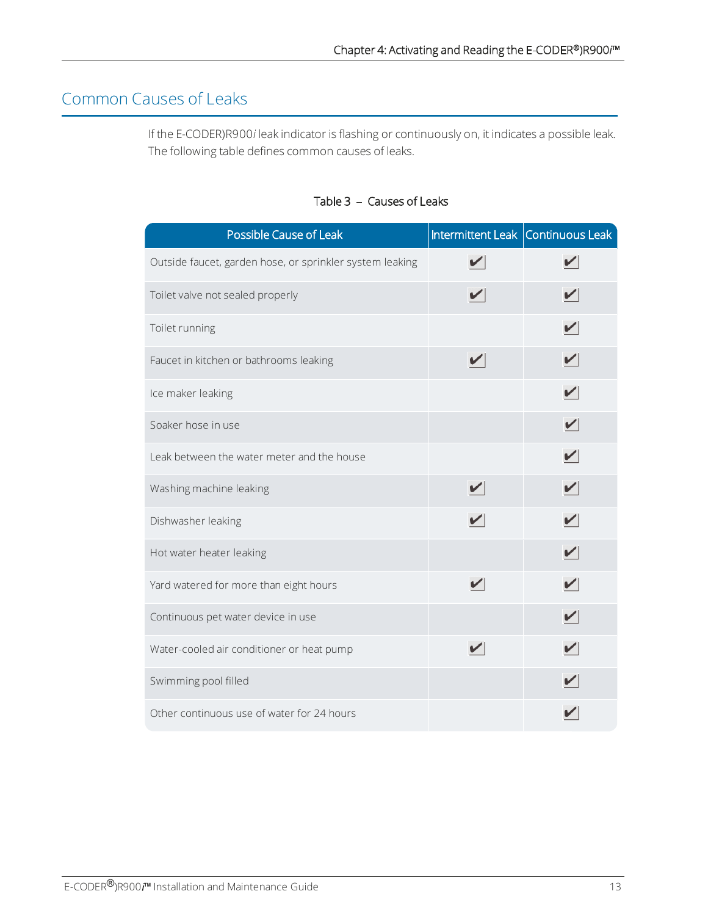## Common Causes of Leaks

If the E-CODER)R900*i* leak indicator is flashing or continuously on, it indicates a possible leak. The following table defines common causes of leaks.

Table 3 – Causes of Leaks

| Possible Cause of Leak | Intermittent Leak | Continuous Leak |
|---|---|---|
| Outside faucet, garden hose, or sprinkler system leaking | ✔ | ✔ |
| Toilet valve not sealed properly | ✔ | ✔ |
| Toilet running | | ✔ |
| Faucet in kitchen or bathrooms leaking | ✔ | ✔ |
| Ice maker leaking | | ✔ |
| Soaker hose in use | | ✔ |
| Leak between the water meter and the house | | ✔ |
| Washing machine leaking | ✔ | ✔ |
| Dishwasher leaking | ✔ | ✔ |
| Hot water heater leaking | | ✔ |
| Yard watered for more than eight hours | ✔ | ✔ |
| Continuous pet water device in use | | ✔ |
| Water-cooled air conditioner or heat pump | ✔ | ✔ |
| Swimming pool filled | | ✔ |
| Other continuous use of water for 24 hours | | ✔ |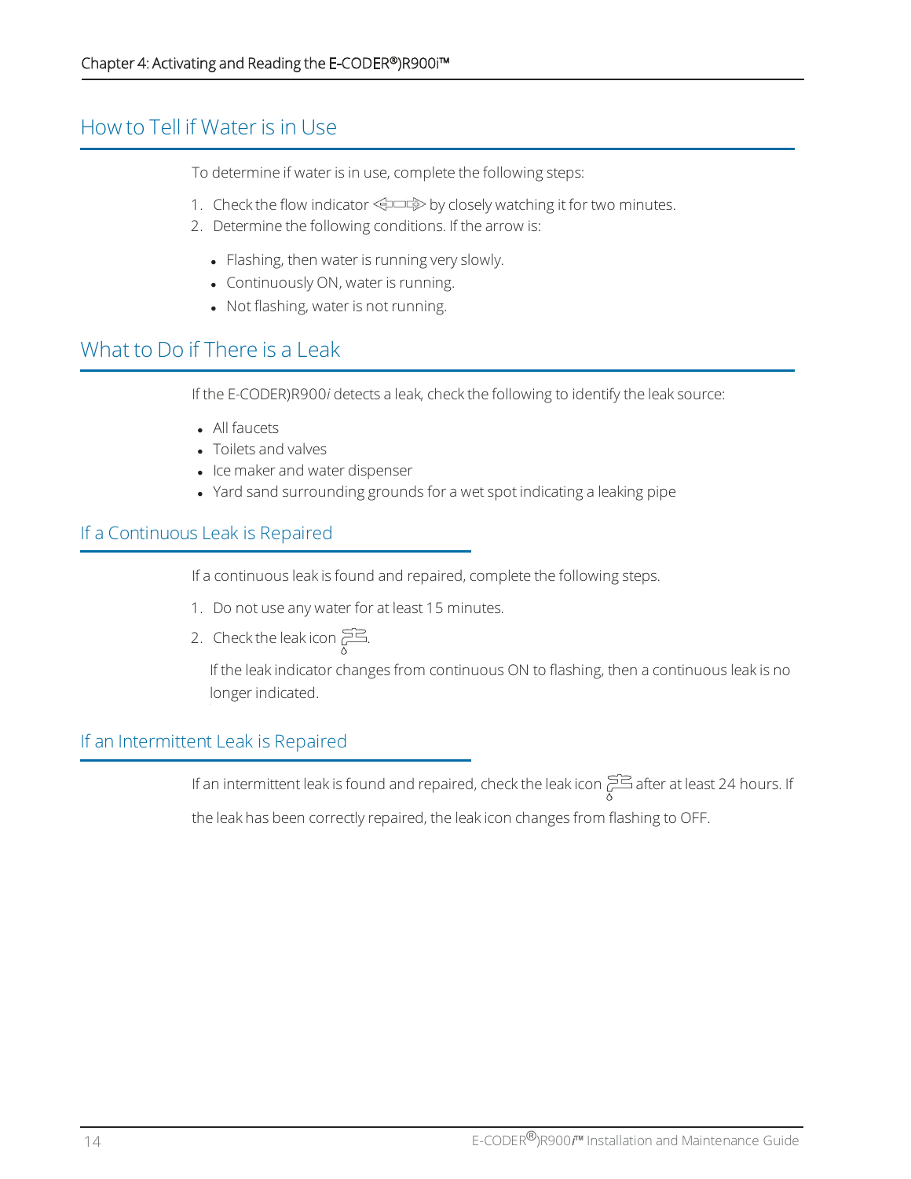## How to Tell if Water is in Use

To determine if water is in use, complete the following steps:

1. Check the flow indicator by closely watching it for two minutes.
2. Determine the following conditions. If the arrow is:
   - Flashing, then water is running very slowly.
   - Continuously ON, water is running.
   - Not flashing, water is not running.

## What to Do if There is a Leak

If the E-CODER)R900*i* detects a leak, check the following to identify the leak source:

- All faucets
- Toilets and valves
- Ice maker and water dispenser
- Yard sand surrounding grounds for a wet spot indicating a leaking pipe

### If a Continuous Leak is Repaired

If a continuous leak is found and repaired, complete the following steps.

1. Do not use any water for at least 15 minutes.
2. Check the leak icon.

   If the leak indicator changes from continuous ON to flashing, then a continuous leak is no longer indicated.

### If an Intermittent Leak is Repaired

If an intermittent leak is found and repaired, check the leak icon after at least 24 hours. If the leak has been correctly repaired, the leak icon changes from flashing to OFF.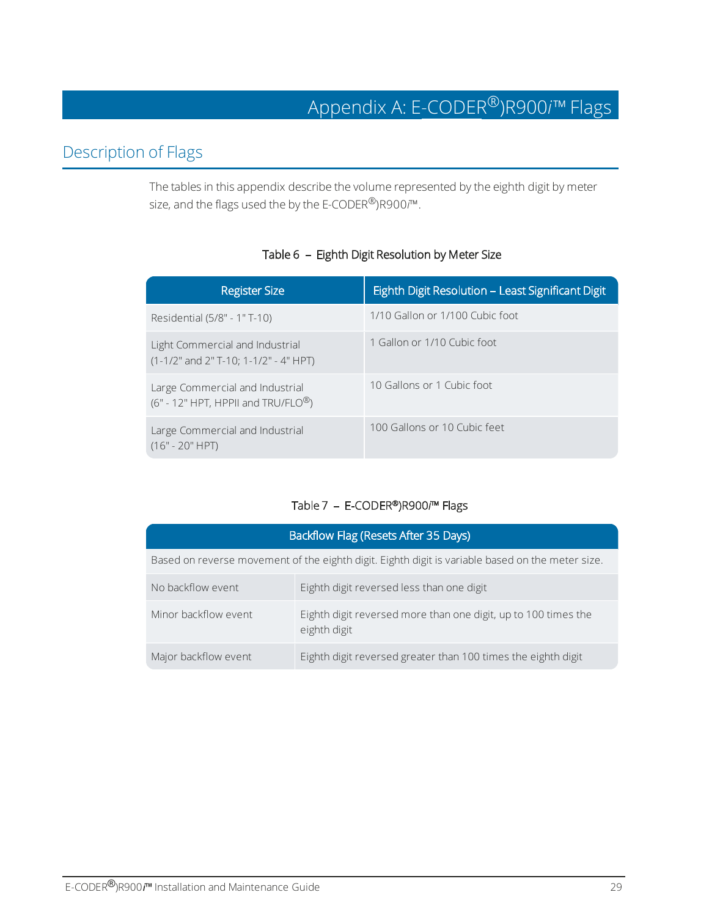# Appendix A: E-CODER®)R900*i*™ Flags

## Description of Flags

The tables in this appendix describe the volume represented by the eighth digit by meter size, and the flags used the by the E-CODER®)R900*i*™.

Table 6 – Eighth Digit Resolution by Meter Size

| Register Size | Eighth Digit Resolution – Least Significant Digit |
|---|---|
| Residential (5/8" - 1" T-10) | 1/10 Gallon or 1/100 Cubic foot |
| Light Commercial and Industrial (1-1/2" and 2" T-10; 1-1/2" - 4" HPT) | 1 Gallon or 1/10 Cubic foot |
| Large Commercial and Industrial (6" - 12" HPT, HPPII and TRU/FLO®) | 10 Gallons or 1 Cubic foot |
| Large Commercial and Industrial (16" - 20" HPT) | 100 Gallons or 10 Cubic feet |

Table 7 – E-CODER®)R900*i*™ Flags

| Backflow Flag (Resets After 35 Days) | |
|---|---|
| Based on reverse movement of the eighth digit. Eighth digit is variable based on the meter size. | |
| No backflow event | Eighth digit reversed less than one digit |
| Minor backflow event | Eighth digit reversed more than one digit, up to 100 times the eighth digit |
| Major backflow event | Eighth digit reversed greater than 100 times the eighth digit |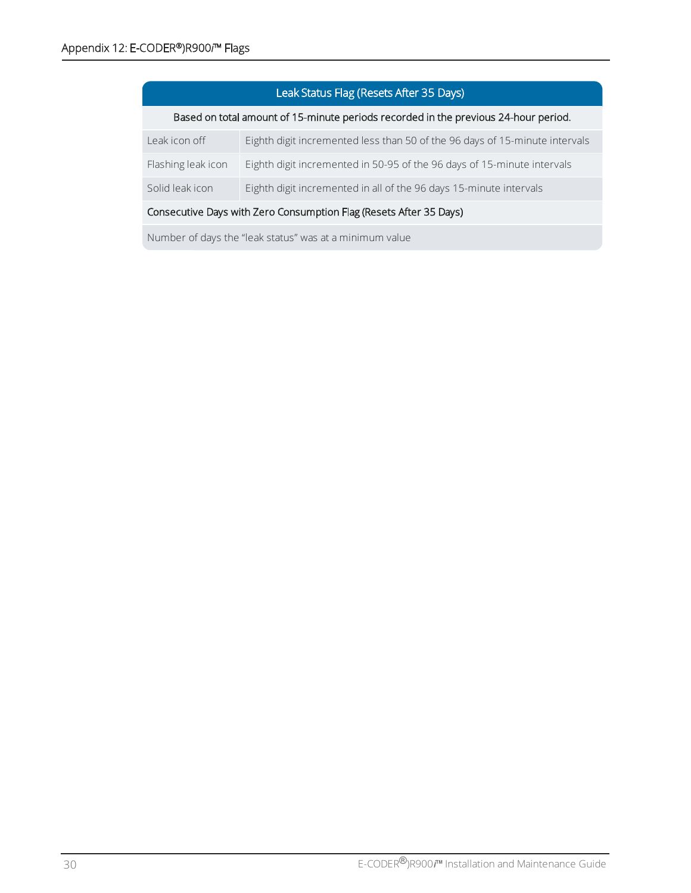| Leak Status Flag (Resets After 35 Days) | |
|---|---|
| Based on total amount of 15-minute periods recorded in the previous 24-hour period. | |
| Leak icon off | Eighth digit incremented less than 50 of the 96 days of 15-minute intervals |
| Flashing leak icon | Eighth digit incremented in 50-95 of the 96 days of 15-minute intervals |
| Solid leak icon | Eighth digit incremented in all of the 96 days 15-minute intervals |
| Consecutive Days with Zero Consumption Flag (Resets After 35 Days) | |
| Number of days the "leak status" was at a minimum value | |